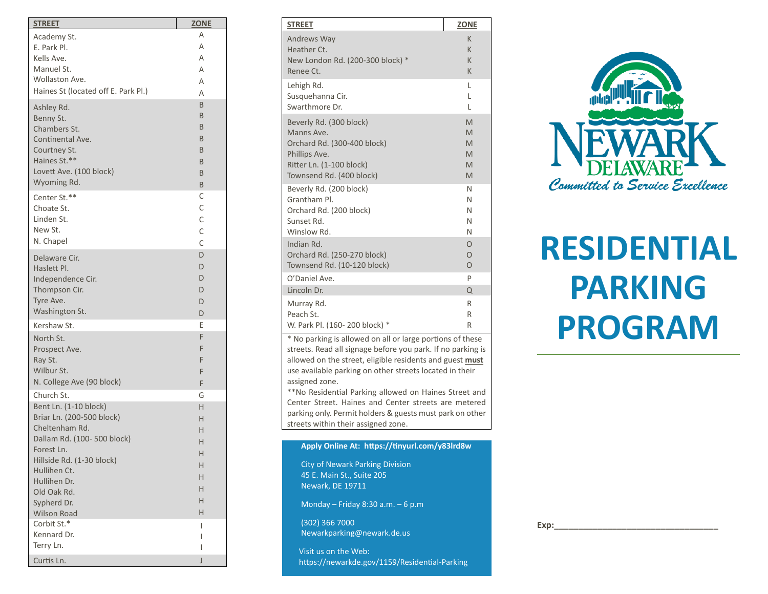| STREET | ZONE |
|---|---|
| Academy St. | A |
| E. Park Pl. | A |
| Kells Ave. | A |
| Manuel St. | A |
| Wollaston Ave. | A |
| Haines St (located off E. Park Pl.) | A |
| Ashley Rd. | B |
| Benny St. | B |
| Chambers St. | B |
| Continental Ave. | B |
| Courtney St. | B |
| Haines St.** | B |
| Lovett Ave. (100 block) | B |
| Wyoming Rd. | B |
| Center St.** | C |
| Choate St. | C |
| Linden St. | C |
| New St. | C |
| N. Chapel | C |
| Delaware Cir. | D |
| Haslett Pl. | D |
| Independence Cir. | D |
| Thompson Cir. | D |
| Tyre Ave. | D |
| Washington St. | D |
| Kershaw St. | E |
| North St. | F |
| Prospect Ave. | F |
| Ray St. | F |
| Wilbur St. | F |
| N. College Ave (90 block) | F |
| Church St. | G |
| Bent Ln. (1-10 block) | H |
| Briar Ln. (200-500 block) | H |
| Cheltenham Rd. | H |
| Dallam Rd. (100- 500 block) | H |
| Forest Ln. | H |
| Hillside Rd. (1-30 block) | H |
| Hullihen Ct. | H |
| Hullihen Dr. | H |
| Old Oak Rd. | H |
| Sypherd Dr. | H |
| Wilson Road | H |
| Corbit St.* | I |
| Kennard Dr. | I |
| Terry Ln. | I |
| Curtis Ln. | J |

| STREET | ZONE |
|---|---|
| Andrews Way | K |
| Heather Ct. | K |
| New London Rd. (200-300 block) * | K |
| Renee Ct. | K |
| Lehigh Rd. | L |
| Susquehanna Cir. | L |
| Swarthmore Dr. | L |
| Beverly Rd. (300 block) | M |
| Manns Ave. | M |
| Orchard Rd. (300-400 block) | M |
| Phillips Ave. | M |
| Ritter Ln. (1-100 block) | M |
| Townsend Rd. (400 block) | M |
| Beverly Rd. (200 block) | N |
| Grantham Pl. | N |
| Orchard Rd. (200 block) | N |
| Sunset Rd. | N |
| Winslow Rd. | N |
| Indian Rd. | O |
| Orchard Rd. (250-270 block) | O |
| Townsend Rd. (10-120 block) | O |
| O'Daniel Ave. | P |
| Lincoln Dr. | Q |
| Murray Rd. | R |
| Peach St. | R |
| W. Park Pl. (160- 200 block) * | R |

* No parking is allowed on all or large portions of these streets. Read all signage before you park. If no parking is allowed on the street, eligible residents and guest **must** use available parking on other streets located in their assigned zone.

**No Residential Parking allowed on Haines Street and Center Street. Haines and Center streets are metered parking only. Permit holders & guests must park on other streets within their assigned zone.

**Apply Online At: https://tinyurl.com/y83lrd8w**

City of Newark Parking Division
45 E. Main St., Suite 205
Newark, DE 19711

Monday – Friday 8:30 a.m. – 6 p.m

(302) 366 7000
Newarkparking@newark.de.us

Visit us on the Web:
https://newarkde.gov/1159/Residential-Parking

NEWARK DELAWARE

*Committed to Service Excellence*

# RESIDENTIAL PARKING PROGRAM

**Exp:**\_\_\_\_\_\_\_\_\_\_\_\_\_\_\_\_\_\_\_\_\_\_\_\_\_\_\_\_\_\_\_\_\_\_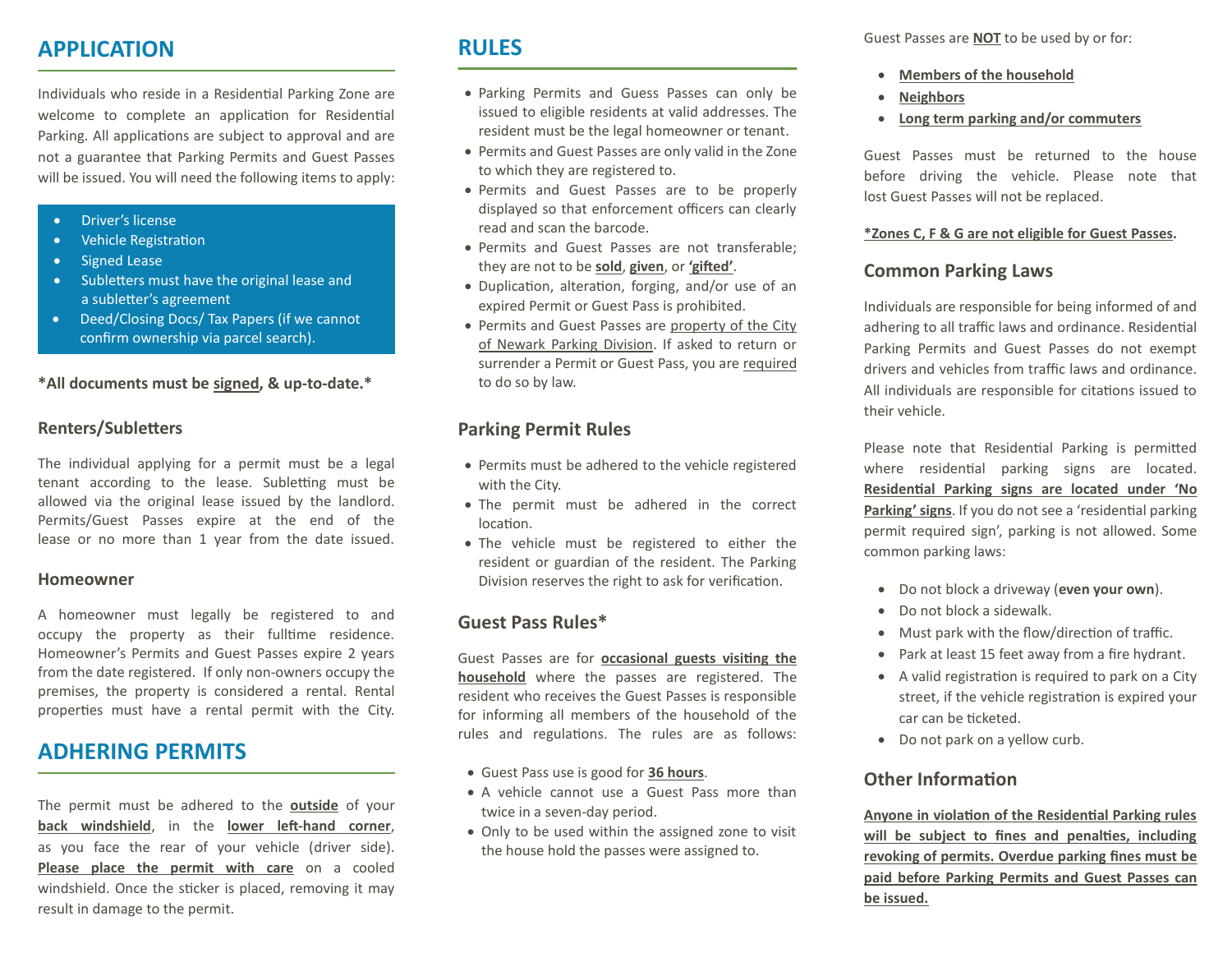## APPLICATION

Individuals who reside in a Residential Parking Zone are welcome to complete an application for Residential Parking. All applications are subject to approval and are not a guarantee that Parking Permits and Guest Passes will be issued. You will need the following items to apply:

- Driver's license
- Vehicle Registration
- Signed Lease
- Subletters must have the original lease and a subletter's agreement
- Deed/Closing Docs/ Tax Papers (if we cannot confirm ownership via parcel search).

**\*All documents must be signed, & up-to-date.\***

### Renters/Subletters

The individual applying for a permit must be a legal tenant according to the lease. Subletting must be allowed via the original lease issued by the landlord. Permits/Guest Passes expire at the end of the lease or no more than 1 year from the date issued.

### Homeowner

A homeowner must legally be registered to and occupy the property as their fulltime residence. Homeowner's Permits and Guest Passes expire 2 years from the date registered. If only non-owners occupy the premises, the property is considered a rental. Rental properties must have a rental permit with the City.

## ADHERING PERMITS

The permit must be adhered to the **outside** of your **back windshield**, in the **lower left-hand corner**, as you face the rear of your vehicle (driver side). **Please place the permit with care** on a cooled windshield. Once the sticker is placed, removing it may result in damage to the permit.

## RULES

- Parking Permits and Guess Passes can only be issued to eligible residents at valid addresses. The resident must be the legal homeowner or tenant.
- Permits and Guest Passes are only valid in the Zone to which they are registered to.
- Permits and Guest Passes are to be properly displayed so that enforcement officers can clearly read and scan the barcode.
- Permits and Guest Passes are not transferable; they are not to be **sold**, **given**, or **'gifted'**.
- Duplication, alteration, forging, and/or use of an expired Permit or Guest Pass is prohibited.
- Permits and Guest Passes are property of the City of Newark Parking Division. If asked to return or surrender a Permit or Guest Pass, you are required to do so by law.

### Parking Permit Rules

- Permits must be adhered to the vehicle registered with the City.
- The permit must be adhered in the correct location.
- The vehicle must be registered to either the resident or guardian of the resident. The Parking Division reserves the right to ask for verification.

### Guest Pass Rules*

Guest Passes are for **occasional guests visiting the household** where the passes are registered. The resident who receives the Guest Passes is responsible for informing all members of the household of the rules and regulations. The rules are as follows:

- Guest Pass use is good for **36 hours**.
- A vehicle cannot use a Guest Pass more than twice in a seven-day period.
- Only to be used within the assigned zone to visit the house hold the passes were assigned to.

Guest Passes are **NOT** to be used by or for:

- **Members of the household**
- **Neighbors**
- **Long term parking and/or commuters**

Guest Passes must be returned to the house before driving the vehicle. Please note that lost Guest Passes will not be replaced.

**\*Zones C, F & G are not eligible for Guest Passes.**

### Common Parking Laws

Individuals are responsible for being informed of and adhering to all traffic laws and ordinance. Residential Parking Permits and Guest Passes do not exempt drivers and vehicles from traffic laws and ordinance. All individuals are responsible for citations issued to their vehicle.

Please note that Residential Parking is permitted where residential parking signs are located. **Residential Parking signs are located under 'No Parking' signs**. If you do not see a 'residential parking permit required sign', parking is not allowed. Some common parking laws:

- Do not block a driveway (**even your own**).
- Do not block a sidewalk.
- Must park with the flow/direction of traffic.
- Park at least 15 feet away from a fire hydrant.
- A valid registration is required to park on a City street, if the vehicle registration is expired your car can be ticketed.
- Do not park on a yellow curb.

### Other Information

**Anyone in violation of the Residential Parking rules will be subject to fines and penalties, including revoking of permits. Overdue parking fines must be paid before Parking Permits and Guest Passes can be issued.**